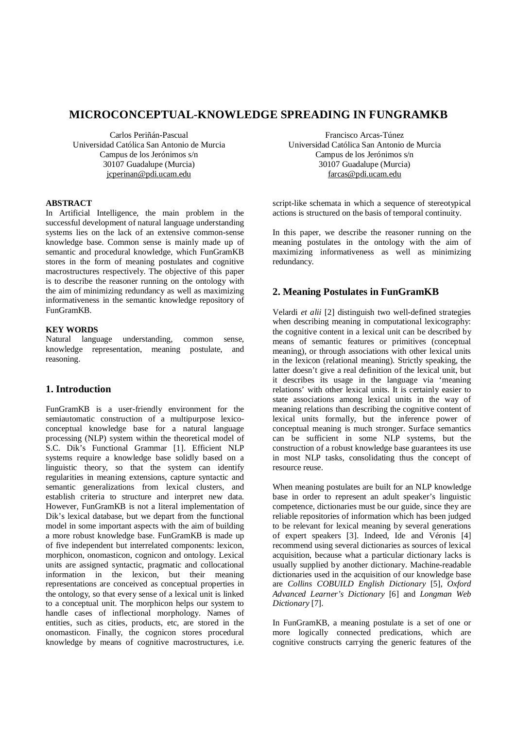# MICROCONCEPTUAL-KNOWLEDGE SPREADING IN FUNGRAMKB

Carlos Periñán-Pascual
Universidad Católica San Antonio de Murcia
Campus de los Jerónimos s/n
30107 Guadalupe (Murcia)
jcperinan@pdi.ucam.edu

Francisco Arcas-Túnez
Universidad Católica San Antonio de Murcia
Campus de los Jerónimos s/n
30107 Guadalupe (Murcia)
farcas@pdi.ucam.edu

**ABSTRACT**

In Artificial Intelligence, the main problem in the successful development of natural language understanding systems lies on the lack of an extensive common-sense knowledge base. Common sense is mainly made up of semantic and procedural knowledge, which FunGramKB stores in the form of meaning postulates and cognitive macrostructures respectively. The objective of this paper is to describe the reasoner running on the ontology with the aim of minimizing redundancy as well as maximizing informativeness in the semantic knowledge repository of FunGramKB.

**KEY WORDS**

Natural language understanding, common sense, knowledge representation, meaning postulate, and reasoning.

## 1. Introduction

FunGramKB is a user-friendly environment for the semiautomatic construction of a multipurpose lexico-conceptual knowledge base for a natural language processing (NLP) system within the theoretical model of S.C. Dik's Functional Grammar [1]. Efficient NLP systems require a knowledge base solidly based on a linguistic theory, so that the system can identify regularities in meaning extensions, capture syntactic and semantic generalizations from lexical clusters, and establish criteria to structure and interpret new data. However, FunGramKB is not a literal implementation of Dik's lexical database, but we depart from the functional model in some important aspects with the aim of building a more robust knowledge base. FunGramKB is made up of five independent but interrelated components: lexicon, morphicon, onomasticon, cognicon and ontology. Lexical units are assigned syntactic, pragmatic and collocational information in the lexicon, but their meaning representations are conceived as conceptual properties in the ontology, so that every sense of a lexical unit is linked to a conceptual unit. The morphicon helps our system to handle cases of inflectional morphology. Names of entities, such as cities, products, etc, are stored in the onomasticon. Finally, the cognicon stores procedural knowledge by means of cognitive macrostructures, i.e. script-like schemata in which a sequence of stereotypical actions is structured on the basis of temporal continuity.

In this paper, we describe the reasoner running on the meaning postulates in the ontology with the aim of maximizing informativeness as well as minimizing redundancy.

## 2. Meaning Postulates in FunGramKB

Velardi *et alii* [2] distinguish two well-defined strategies when describing meaning in computational lexicography: the cognitive content in a lexical unit can be described by means of semantic features or primitives (conceptual meaning), or through associations with other lexical units in the lexicon (relational meaning). Strictly speaking, the latter doesn't give a real definition of the lexical unit, but it describes its usage in the language via 'meaning relations' with other lexical units. It is certainly easier to state associations among lexical units in the way of meaning relations than describing the cognitive content of lexical units formally, but the inference power of conceptual meaning is much stronger. Surface semantics can be sufficient in some NLP systems, but the construction of a robust knowledge base guarantees its use in most NLP tasks, consolidating thus the concept of resource reuse.

When meaning postulates are built for an NLP knowledge base in order to represent an adult speaker's linguistic competence, dictionaries must be our guide, since they are reliable repositories of information which has been judged to be relevant for lexical meaning by several generations of expert speakers [3]. Indeed, Ide and Véronis [4] recommend using several dictionaries as sources of lexical acquisition, because what a particular dictionary lacks is usually supplied by another dictionary. Machine-readable dictionaries used in the acquisition of our knowledge base are *Collins COBUILD English Dictionary* [5], *Oxford Advanced Learner's Dictionary* [6] and *Longman Web Dictionary* [7].

In FunGramKB, a meaning postulate is a set of one or more logically connected predications, which are cognitive constructs carrying the generic features of the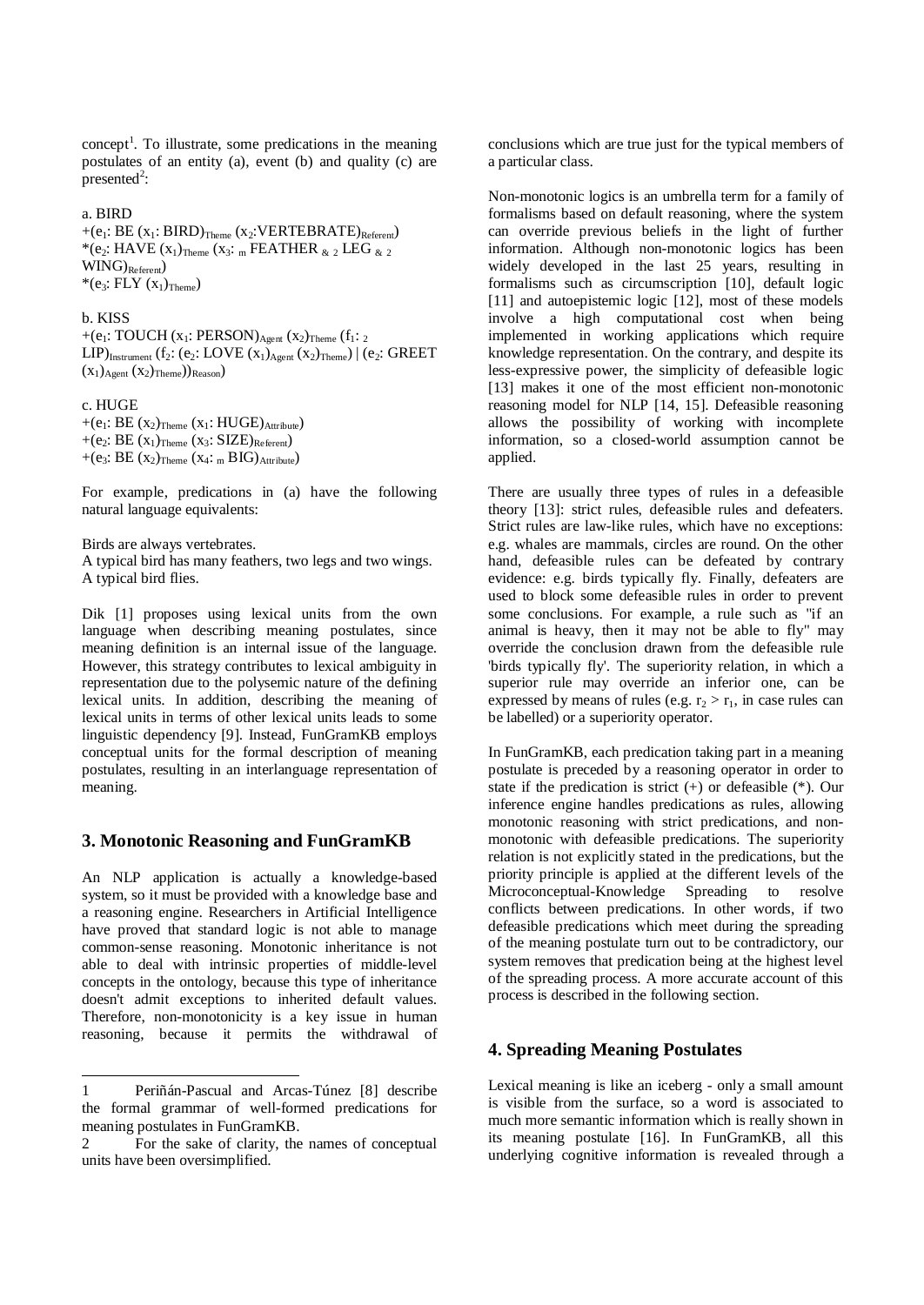concept[1]. To illustrate, some predications in the meaning postulates of an entity (a), event (b) and quality (c) are presented[2]:

a. BIRD
+($e_1$: BE ($x_1$: BIRD)$_{Theme}$ ($x_2$:VERTEBRATE)$_{Referent}$)
*($e_2$: HAVE ($x_1$)$_{Theme}$ ($x_3$: $_m$ FEATHER $_{\&\ 2}$ LEG $_{\&\ 2}$ WING)$_{Referent}$)
*($e_3$: FLY ($x_1$)$_{Theme}$)

b. KISS
+($e_1$: TOUCH ($x_1$: PERSON)$_{Agent}$ ($x_2$)$_{Theme}$ ($f_1$: $_2$ LIP)$_{Instrument}$ ($f_2$: ($e_2$: LOVE ($x_1$)$_{Agent}$ ($x_2$)$_{Theme}$) | ($e_2$: GREET ($x_1$)$_{Agent}$ ($x_2$)$_{Theme}$))$_{Reason}$)

c. HUGE
+($e_1$: BE ($x_2$)$_{Theme}$ ($x_1$: HUGE)$_{Attribute}$)
+($e_2$: BE ($x_1$)$_{Theme}$ ($x_3$: SIZE)$_{Referent}$)
+($e_3$: BE ($x_2$)$_{Theme}$ ($x_4$: $_m$ BIG)$_{Attribute}$)

For example, predications in (a) have the following natural language equivalents:

Birds are always vertebrates.
A typical bird has many feathers, two legs and two wings.
A typical bird flies.

Dik [1] proposes using lexical units from the own language when describing meaning postulates, since meaning definition is an internal issue of the language. However, this strategy contributes to lexical ambiguity in representation due to the polysemic nature of the defining lexical units. In addition, describing the meaning of lexical units in terms of other lexical units leads to some linguistic dependency [9]. Instead, FunGramKB employs conceptual units for the formal description of meaning postulates, resulting in an interlanguage representation of meaning.

## 3. Monotonic Reasoning and FunGramKB

An NLP application is actually a knowledge-based system, so it must be provided with a knowledge base and a reasoning engine. Researchers in Artificial Intelligence have proved that standard logic is not able to manage common-sense reasoning. Monotonic inheritance is not able to deal with intrinsic properties of middle-level concepts in the ontology, because this type of inheritance doesn't admit exceptions to inherited default values. Therefore, non-monotonicity is a key issue in human reasoning, because it permits the withdrawal of conclusions which are true just for the typical members of a particular class.

Non-monotonic logics is an umbrella term for a family of formalisms based on default reasoning, where the system can override previous beliefs in the light of further information. Although non-monotonic logics has been widely developed in the last 25 years, resulting in formalisms such as circumscription [10], default logic [11] and autoepistemic logic [12], most of these models involve a high computational cost when being implemented in working applications which require knowledge representation. On the contrary, and despite its less-expressive power, the simplicity of defeasible logic [13] makes it one of the most efficient non-monotonic reasoning model for NLP [14, 15]. Defeasible reasoning allows the possibility of working with incomplete information, so a closed-world assumption cannot be applied.

There are usually three types of rules in a defeasible theory [13]: strict rules, defeasible rules and defeaters. Strict rules are law-like rules, which have no exceptions: e.g. whales are mammals, circles are round. On the other hand, defeasible rules can be defeated by contrary evidence: e.g. birds typically fly. Finally, defeaters are used to block some defeasible rules in order to prevent some conclusions. For example, a rule such as "if an animal is heavy, then it may not be able to fly" may override the conclusion drawn from the defeasible rule 'birds typically fly'. The superiority relation, in which a superior rule may override an inferior one, can be expressed by means of rules (e.g. $r_2 > r_1$, in case rules can be labelled) or a superiority operator.

In FunGramKB, each predication taking part in a meaning postulate is preceded by a reasoning operator in order to state if the predication is strict (+) or defeasible (*). Our inference engine handles predications as rules, allowing monotonic reasoning with strict predications, and non-monotonic with defeasible predications. The superiority relation is not explicitly stated in the predications, but the priority principle is applied at the different levels of the Microconceptual-Knowledge Spreading to resolve conflicts between predications. In other words, if two defeasible predications which meet during the spreading of the meaning postulate turn out to be contradictory, our system removes that predication being at the highest level of the spreading process. A more accurate account of this process is described in the following section.

## 4. Spreading Meaning Postulates

Lexical meaning is like an iceberg - only a small amount is visible from the surface, so a word is associated to much more semantic information which is really shown in its meaning postulate [16]. In FunGramKB, all this underlying cognitive information is revealed through a

---

1 Periñán-Pascual and Arcas-Túnez [8] describe the formal grammar of well-formed predications for meaning postulates in FunGramKB.

2 For the sake of clarity, the names of conceptual units have been oversimplified.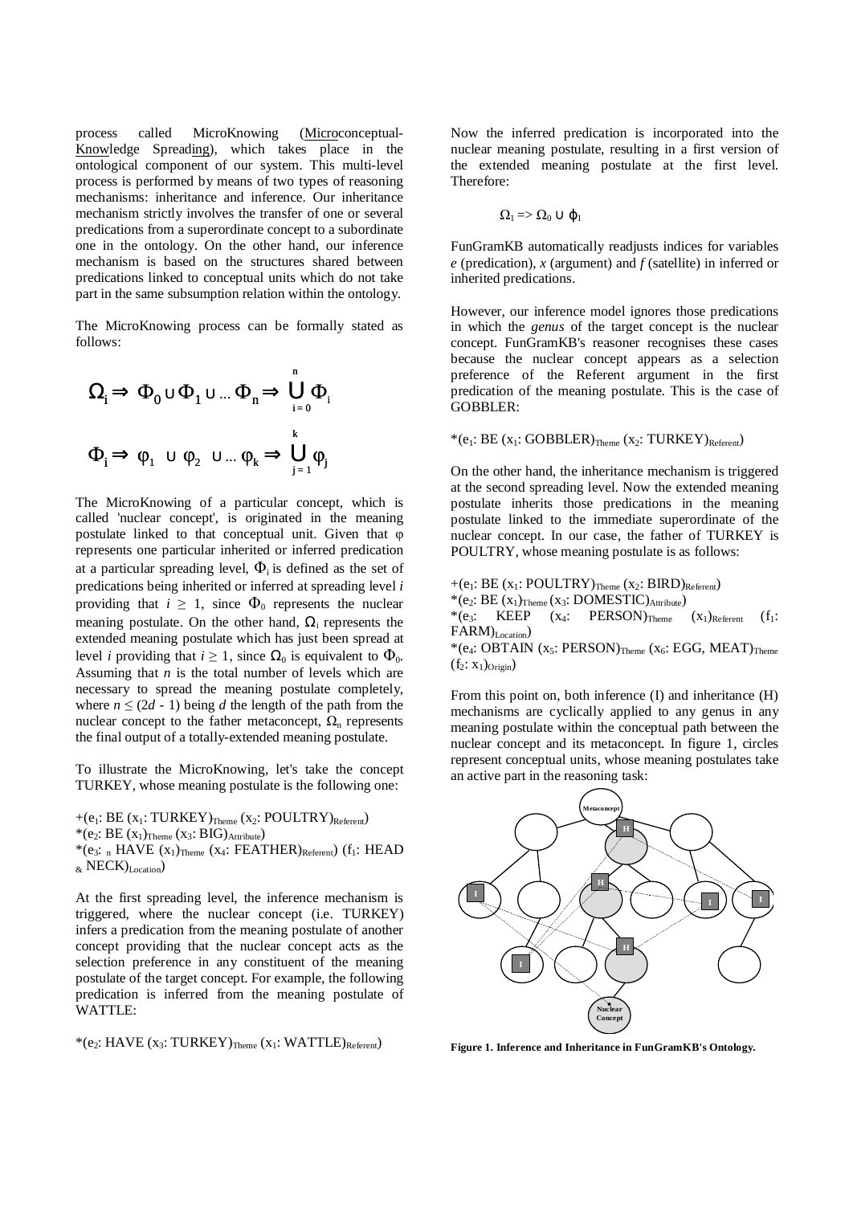process called MicroKnowing (Microconceptual-Knowledge Spreading), which takes place in the ontological component of our system. This multi-level process is performed by means of two types of reasoning mechanisms: inheritance and inference. Our inheritance mechanism strictly involves the transfer of one or several predications from a superordinate concept to a subordinate one in the ontology. On the other hand, our inference mechanism is based on the structures shared between predications linked to conceptual units which do not take part in the same subsumption relation within the ontology.

The MicroKnowing process can be formally stated as follows:

$$\Omega_i \Rightarrow \Phi_0 \cup \Phi_1 \cup \ldots \Phi_n \Rightarrow \bigcup_{i=0}^{n} \Phi_i$$

$$\Phi_i \Rightarrow \varphi_1 \cup \varphi_2 \cup \ldots \varphi_k \Rightarrow \bigcup_{j=1}^{k} \varphi_j$$

The MicroKnowing of a particular concept, which is called 'nuclear concept', is originated in the meaning postulate linked to that conceptual unit. Given that $\varphi$ represents one particular inherited or inferred predication at a particular spreading level, $\Phi_i$ is defined as the set of predications being inherited or inferred at spreading level *i* providing that $i \geq 1$, since $\Phi_0$ represents the nuclear meaning postulate. On the other hand, $\Omega_i$ represents the extended meaning postulate which has just been spread at level *i* providing that $i \geq 1$, since $\Omega_0$ is equivalent to $\Phi_0$. Assuming that *n* is the total number of levels which are necessary to spread the meaning postulate completely, where $n \leq (2d - 1)$ being *d* the length of the path from the nuclear concept to the father metaconcept, $\Omega_n$ represents the final output of a totally-extended meaning postulate.

To illustrate the MicroKnowing, let's take the concept TURKEY, whose meaning postulate is the following one:

+(e$_1$: BE (x$_1$: TURKEY)$_{Theme}$ (x$_2$: POULTRY)$_{Referent}$)
*(e$_2$: BE (x$_1$)$_{Theme}$ (x$_3$: BIG)$_{Attribute}$)
*(e$_3$: $_n$ HAVE (x$_1$)$_{Theme}$ (x$_4$: FEATHER)$_{Referent}$) (f$_1$: HEAD $_\&$ NECK)$_{Location}$)

At the first spreading level, the inference mechanism is triggered, where the nuclear concept (i.e. TURKEY) infers a predication from the meaning postulate of another concept providing that the nuclear concept acts as the selection preference in any constituent of the meaning postulate of the target concept. For example, the following predication is inferred from the meaning postulate of WATTLE:

*(e$_2$: HAVE (x$_3$: TURKEY)$_{Theme}$ (x$_1$: WATTLE)$_{Referent}$)

Now the inferred predication is incorporated into the nuclear meaning postulate, resulting in a first version of the extended meaning postulate at the first level. Therefore:

$$\Omega_1 \Rightarrow \Omega_0 \cup \varphi_1$$

FunGramKB automatically readjusts indices for variables *e* (predication), *x* (argument) and *f* (satellite) in inferred or inherited predications.

However, our inference model ignores those predications in which the *genus* of the target concept is the nuclear concept. FunGramKB's reasoner recognises these cases because the nuclear concept appears as a selection preference of the Referent argument in the first predication of the meaning postulate. This is the case of GOBBLER:

*(e$_1$: BE (x$_1$: GOBBLER)$_{Theme}$ (x$_2$: TURKEY)$_{Referent}$)

On the other hand, the inheritance mechanism is triggered at the second spreading level. Now the extended meaning postulate inherits those predications in the meaning postulate linked to the immediate superordinate of the nuclear concept. In our case, the father of TURKEY is POULTRY, whose meaning postulate is as follows:

+(e$_1$: BE (x$_1$: POULTRY)$_{Theme}$ (x$_2$: BIRD)$_{Referent}$)
*(e$_2$: BE (x$_1$)$_{Theme}$ (x$_3$: DOMESTIC)$_{Attribute}$)
*(e$_3$: KEEP (x$_4$: PERSON)$_{Theme}$ (x$_1$)$_{Referent}$ (f$_1$: FARM)$_{Location}$)
*(e$_4$: OBTAIN (x$_5$: PERSON)$_{Theme}$ (x$_6$: EGG, MEAT)$_{Theme}$ (f$_2$: x$_1$)$_{Origin}$)

From this point on, both inference (I) and inheritance (H) mechanisms are cyclically applied to any genus in any meaning postulate within the conceptual path between the nuclear concept and its metaconcept. In figure 1, circles represent conceptual units, whose meaning postulates take an active part in the reasoning task:

**Figure 1. Inference and Inheritance in FunGramKB's Ontology.**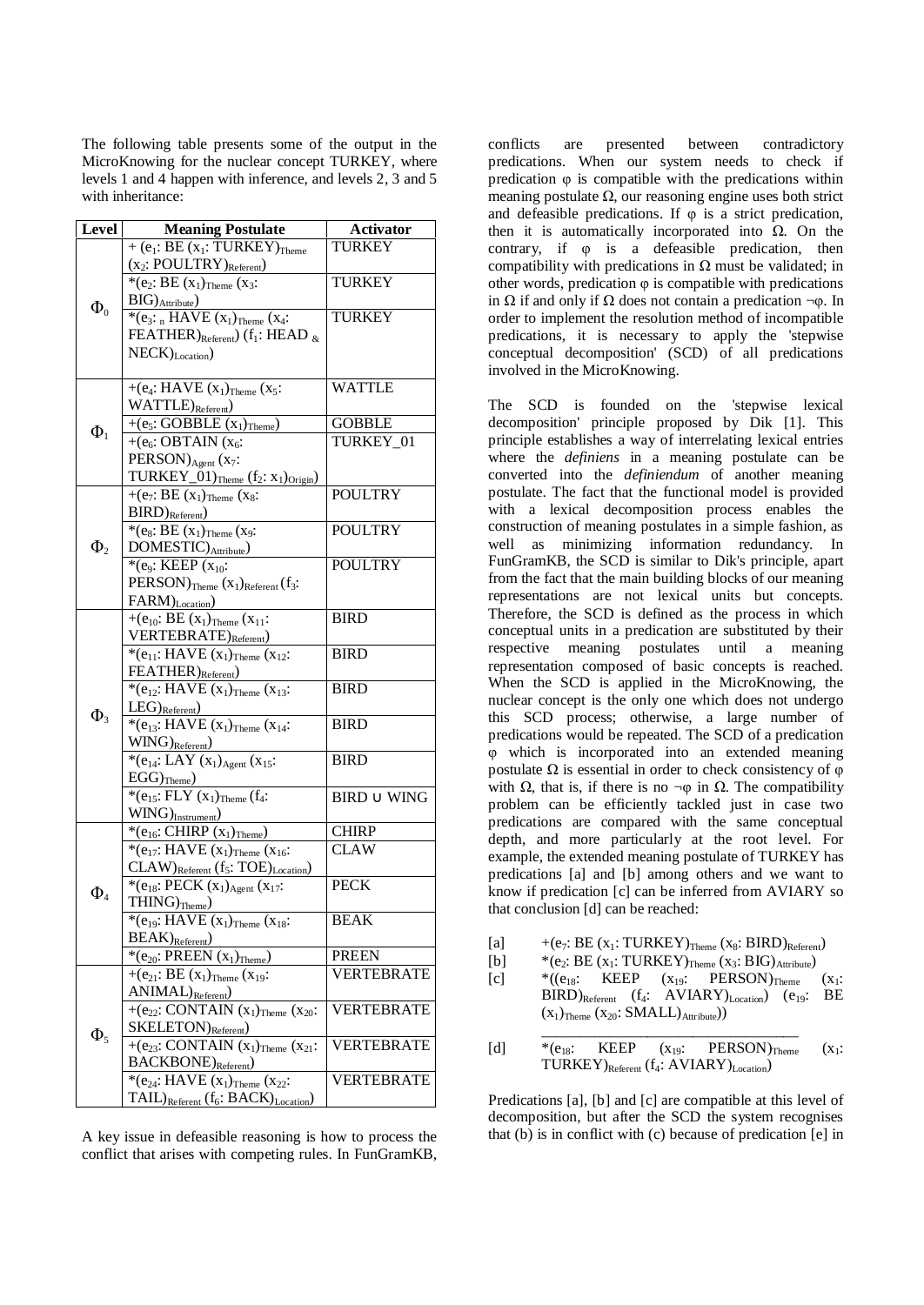The following table presents some of the output in the MicroKnowing for the nuclear concept TURKEY, where levels 1 and 4 happen with inference, and levels 2, 3 and 5 with inheritance:

| Level | Meaning Postulate | Activator |
|---|---|---|
| $\Phi_0$ | + ($e_1$: BE ($x_1$: TURKEY)$_{Theme}$ ($x_2$: POULTRY)$_{Referent}$) | TURKEY |
| | *($e_2$: BE ($x_1$)$_{Theme}$ ($x_3$: BIG)$_{Attribute}$) | TURKEY |
| | *($e_3$: $_n$ HAVE ($x_1$)$_{Theme}$ ($x_4$: FEATHER)$_{Referent}$) ($f_1$: HEAD $_\&$ NECK)$_{Location}$) | TURKEY |
| $\Phi_1$ | +($e_4$: HAVE ($x_1$)$_{Theme}$ ($x_5$: WATTLE)$_{Referent}$) | WATTLE |
| | +($e_5$: GOBBLE ($x_1$)$_{Theme}$) | GOBBLE |
| | +($e_6$: OBTAIN ($x_6$: PERSON)$_{Agent}$ ($x_7$: TURKEY_01)$_{Theme}$ ($f_2$: $x_1$)$_{Origin}$) | TURKEY_01 |
| $\Phi_2$ | +($e_7$: BE ($x_1$)$_{Theme}$ ($x_8$: BIRD)$_{Referent}$) | POULTRY |
| | *($e_8$: BE ($x_1$)$_{Theme}$ ($x_9$: DOMESTIC)$_{Attribute}$) | POULTRY |
| | *($e_9$: KEEP ($x_{10}$: PERSON)$_{Theme}$ ($x_1$)$_{Referent}$ ($f_3$: FARM)$_{Location}$) | POULTRY |
| $\Phi_3$ | +($e_{10}$: BE ($x_1$)$_{Theme}$ ($x_{11}$: VERTEBRATE)$_{Referent}$) | BIRD |
| | *($e_{11}$: HAVE ($x_1$)$_{Theme}$ ($x_{12}$: FEATHER)$_{Referent}$) | BIRD |
| | *($e_{12}$: HAVE ($x_1$)$_{Theme}$ ($x_{13}$: LEG)$_{Referent}$) | BIRD |
| | *($e_{13}$: HAVE ($x_1$)$_{Theme}$ ($x_{14}$: WING)$_{Referent}$) | BIRD |
| | *($e_{14}$: LAY ($x_1$)$_{Agent}$ ($x_{15}$: EGG)$_{Theme}$) | BIRD |
| | *($e_{15}$: FLY ($x_1$)$_{Theme}$ ($f_4$: WING)$_{Instrument}$) | BIRD ∪ WING |
| $\Phi_4$ | *($e_{16}$: CHIRP ($x_1$)$_{Theme}$) | CHIRP |
| | *($e_{17}$: HAVE ($x_1$)$_{Theme}$ ($x_{16}$: CLAW)$_{Referent}$ ($f_5$: TOE)$_{Location}$) | CLAW |
| | *($e_{18}$: PECK ($x_1$)$_{Agent}$ ($x_{17}$: THING)$_{Theme}$) | PECK |
| | *($e_{19}$: HAVE ($x_1$)$_{Theme}$ ($x_{18}$: BEAK)$_{Referent}$) | BEAK |
| | *($e_{20}$: PREEN ($x_1$)$_{Theme}$) | PREEN |
| $\Phi_5$ | +($e_{21}$: BE ($x_1$)$_{Theme}$ ($x_{19}$: ANIMAL)$_{Referent}$) | VERTEBRATE |
| | +($e_{22}$: CONTAIN ($x_1$)$_{Theme}$ ($x_{20}$: SKELETON)$_{Referent}$) | VERTEBRATE |
| | +($e_{23}$: CONTAIN ($x_1$)$_{Theme}$ ($x_{21}$: BACKBONE)$_{Referent}$) | VERTEBRATE |
| | *($e_{24}$: HAVE ($x_1$)$_{Theme}$ ($x_{22}$: TAIL)$_{Referent}$ ($f_6$: BACK)$_{Location}$) | VERTEBRATE |

A key issue in defeasible reasoning is how to process the conflict that arises with competing rules. In FunGramKB, conflicts are presented between contradictory predications. When our system needs to check if predication φ is compatible with the predications within meaning postulate Ω, our reasoning engine uses both strict and defeasible predications. If φ is a strict predication, then it is automatically incorporated into Ω. On the contrary, if φ is a defeasible predication, then compatibility with predications in Ω must be validated; in other words, predication φ is compatible with predications in Ω if and only if Ω does not contain a predication ¬φ. In order to implement the resolution method of incompatible predications, it is necessary to apply the 'stepwise conceptual decomposition' (SCD) of all predications involved in the MicroKnowing.

The SCD is founded on the 'stepwise lexical decomposition' principle proposed by Dik [1]. This principle establishes a way of interrelating lexical entries where the *definiens* in a meaning postulate can be converted into the *definiendum* of another meaning postulate. The fact that the functional model is provided with a lexical decomposition process enables the construction of meaning postulates in a simple fashion, as well as minimizing information redundancy. In FunGramKB, the SCD is similar to Dik's principle, apart from the fact that the main building blocks of our meaning representations are not lexical units but concepts. Therefore, the SCD is defined as the process in which conceptual units in a predication are substituted by their respective meaning postulates until a meaning representation composed of basic concepts is reached. When the SCD is applied in the MicroKnowing, the nuclear concept is the only one which does not undergo this SCD process; otherwise, a large number of predications would be repeated. The SCD of a predication φ which is incorporated into an extended meaning postulate Ω is essential in order to check consistency of φ with Ω, that is, if there is no ¬φ in Ω. The compatibility problem can be efficiently tackled just in case two predications are compared with the same conceptual depth, and more particularly at the root level. For example, the extended meaning postulate of TURKEY has predications [a] and [b] among others and we want to know if predication [c] can be inferred from AVIARY so that conclusion [d] can be reached:

[a] +($e_7$: BE ($x_1$: TURKEY)$_{Theme}$ ($x_8$: BIRD)$_{Referent}$)

[b] *($e_2$: BE ($x_1$: TURKEY)$_{Theme}$ ($x_3$: BIG)$_{Attribute}$)

[c] *(($e_{18}$: KEEP ($x_{19}$: PERSON)$_{Theme}$ ($x_1$: BIRD)$_{Referent}$ ($f_4$: AVIARY)$_{Location}$) ($e_{19}$: BE ($x_1$)$_{Theme}$ ($x_{20}$: SMALL)$_{Attribute}$))

\_\_\_\_\_\_\_\_\_\_\_\_\_\_\_\_\_\_\_\_\_\_\_\_\_\_\_\_\_\_\_\_\_\_

[d] *($e_{18}$: KEEP ($x_{19}$: PERSON)$_{Theme}$ ($x_1$: TURKEY)$_{Referent}$ ($f_4$: AVIARY)$_{Location}$)

Predications [a], [b] and [c] are compatible at this level of decomposition, but after the SCD the system recognises that (b) is in conflict with (c) because of predication [e] in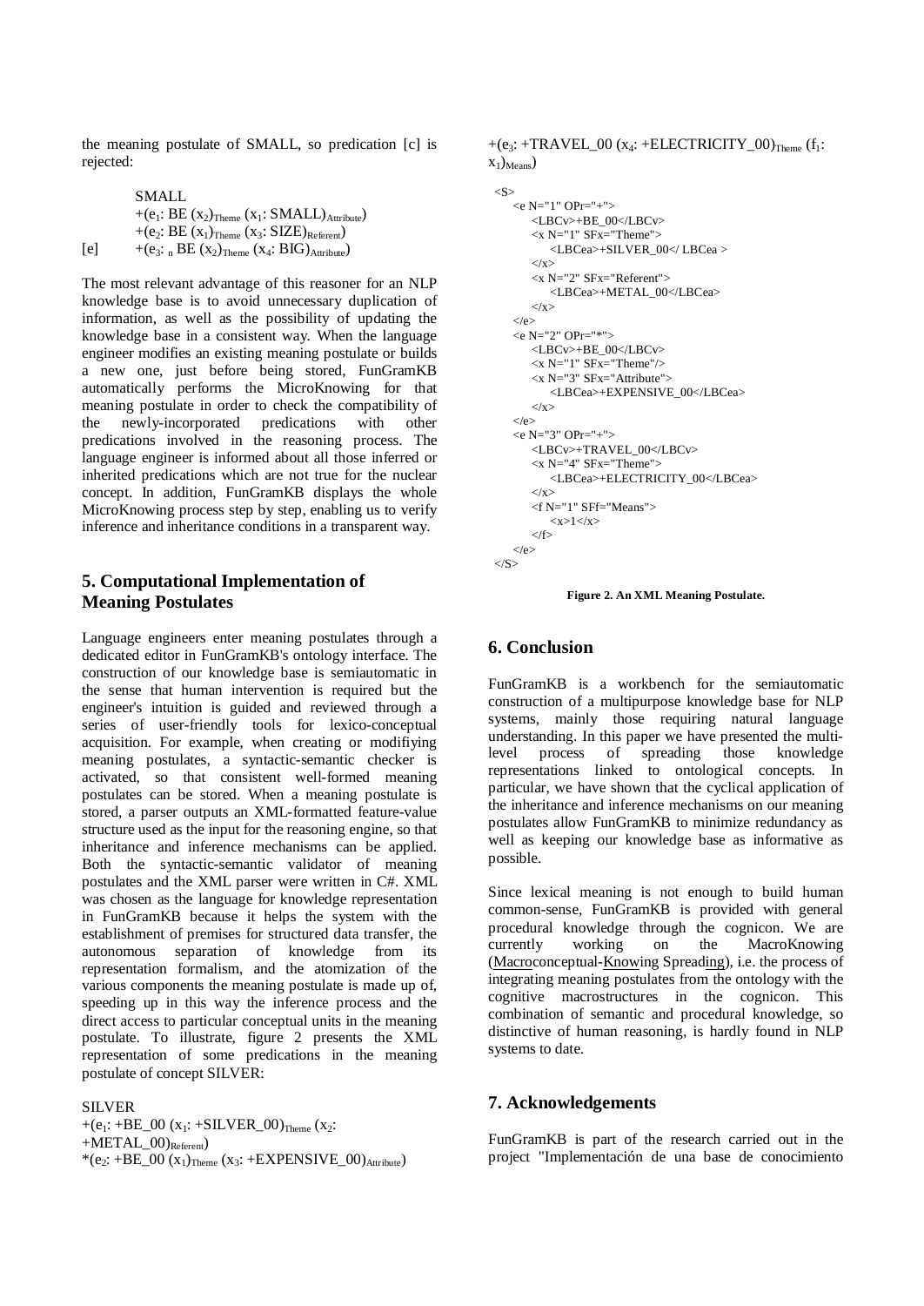the meaning postulate of SMALL, so predication [c] is rejected:

SMALL
$+(e_1\text{: BE } (x_2)_{Theme}\ (x_1\text{: SMALL})_{Attribute})$
$+(e_2\text{: BE } (x_1)_{Theme}\ (x_3\text{: SIZE})_{Referent})$
[e] $+(e_3\text{: }_n\text{ BE } (x_2)_{Theme}\ (x_4\text{: BIG})_{Attribute})$

The most relevant advantage of this reasoner for an NLP knowledge base is to avoid unnecessary duplication of information, as well as the possibility of updating the knowledge base in a consistent way. When the language engineer modifies an existing meaning postulate or builds a new one, just before being stored, FunGramKB automatically performs the MicroKnowing for that meaning postulate in order to check the compatibility of the newly-incorporated predications with other predications involved in the reasoning process. The language engineer is informed about all those inferred or inherited predications which are not true for the nuclear concept. In addition, FunGramKB displays the whole MicroKnowing process step by step, enabling us to verify inference and inheritance conditions in a transparent way.

## 5. Computational Implementation of Meaning Postulates

Language engineers enter meaning postulates through a dedicated editor in FunGramKB's ontology interface. The construction of our knowledge base is semiautomatic in the sense that human intervention is required but the engineer's intuition is guided and reviewed through a series of user-friendly tools for lexico-conceptual acquisition. For example, when creating or modifiying meaning postulates, a syntactic-semantic checker is activated, so that consistent well-formed meaning postulates can be stored. When a meaning postulate is stored, a parser outputs an XML-formatted feature-value structure used as the input for the reasoning engine, so that inheritance and inference mechanisms can be applied. Both the syntactic-semantic validator of meaning postulates and the XML parser were written in C#. XML was chosen as the language for knowledge representation in FunGramKB because it helps the system with the establishment of premises for structured data transfer, the autonomous separation of knowledge from its representation formalism, and the atomization of the various components the meaning postulate is made up of, speeding up in this way the inference process and the direct access to particular conceptual units in the meaning postulate. To illustrate, figure 2 presents the XML representation of some predications in the meaning postulate of concept SILVER:

SILVER
$+(e_1\text{: +BE\_00 } (x_1\text{: +SILVER\_00})_{Theme}\ (x_2\text{: +METAL\_00})_{Referent})$
$*(e_2\text{: +BE\_00 } (x_1)_{Theme}\ (x_3\text{: +EXPENSIVE\_00})_{Attribute})$
$+(e_3\text{: +TRAVEL\_00 } (x_4\text{: +ELECTRICITY\_00})_{Theme}\ (f_1\text{: } x_1)_{Means})$

```
<S>
    <e N="1" OPr="+">
        <LBCv>+BE_00</LBCv>
        <x N="1" SFx="Theme">
            <LBCea>+SILVER_00</ LBCea >
        </x>
        <x N="2" SFx="Referent">
            <LBCea>+METAL_00</LBCea>
        </x>
    </e>
    <e N="2" OPr="*">
        <LBCv>+BE_00</LBCv>
        <x N="1" SFx="Theme"/>
        <x N="3" SFx="Attribute">
            <LBCea>+EXPENSIVE_00</LBCea>
        </x>
    </e>
    <e N="3" OPr="+">
        <LBCv>+TRAVEL_00</LBCv>
        <x N="4" SFx="Theme">
            <LBCea>+ELECTRICITY_00</LBCea>
        </x>
        <f N="1" SFf="Means">
            <x>1</x>
        </f>
    </e>
</S>
```

**Figure 2. An XML Meaning Postulate.**

## 6. Conclusion

FunGramKB is a workbench for the semiautomatic construction of a multipurpose knowledge base for NLP systems, mainly those requiring natural language understanding. In this paper we have presented the multi-level process of spreading those knowledge representations linked to ontological concepts. In particular, we have shown that the cyclical application of the inheritance and inference mechanisms on our meaning postulates allow FunGramKB to minimize redundancy as well as keeping our knowledge base as informative as possible.

Since lexical meaning is not enough to build human common-sense, FunGramKB is provided with general procedural knowledge through the cognicon. We are currently working on the MacroKnowing (Macroconceptual-Knowing Spreading), i.e. the process of integrating meaning postulates from the ontology with the cognitive macrostructures in the cognicon. This combination of semantic and procedural knowledge, so distinctive of human reasoning, is hardly found in NLP systems to date.

## 7. Acknowledgements

FunGramKB is part of the research carried out in the project "Implementación de una base de conocimiento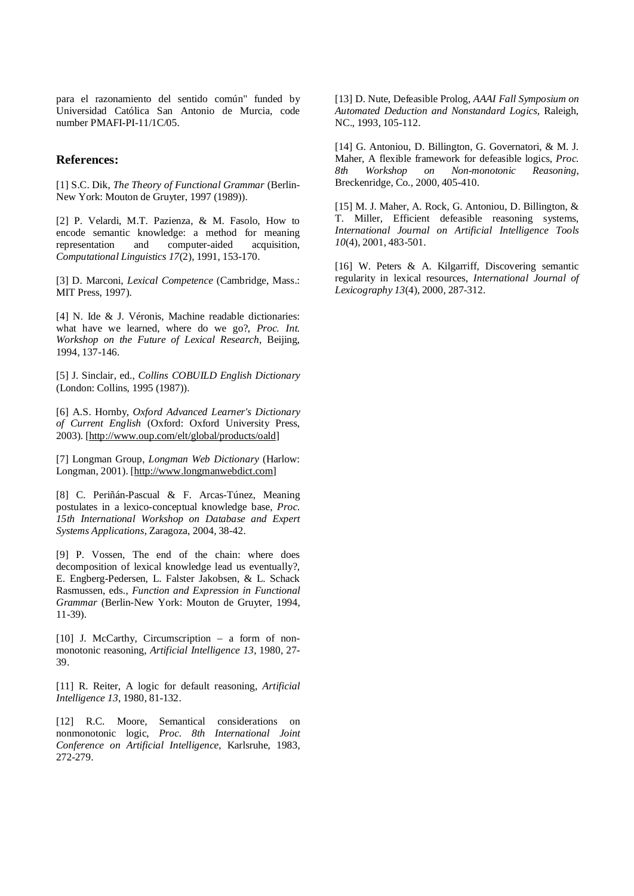para el razonamiento del sentido común" funded by Universidad Católica San Antonio de Murcia, code number PMAFI-PI-11/1C/05.

## References:

[1] S.C. Dik, *The Theory of Functional Grammar* (Berlin-New York: Mouton de Gruyter, 1997 (1989)).

[2] P. Velardi, M.T. Pazienza, & M. Fasolo, How to encode semantic knowledge: a method for meaning representation and computer-aided acquisition, *Computational Linguistics 17*(2), 1991, 153-170.

[3] D. Marconi, *Lexical Competence* (Cambridge, Mass.: MIT Press, 1997).

[4] N. Ide & J. Véronis, Machine readable dictionaries: what have we learned, where do we go?, *Proc. Int. Workshop on the Future of Lexical Research*, Beijing, 1994, 137-146.

[5] J. Sinclair, ed., *Collins COBUILD English Dictionary* (London: Collins, 1995 (1987)).

[6] A.S. Hornby, *Oxford Advanced Learner's Dictionary of Current English* (Oxford: Oxford University Press, 2003). [http://www.oup.com/elt/global/products/oald]

[7] Longman Group, *Longman Web Dictionary* (Harlow: Longman, 2001). [http://www.longmanwebdict.com]

[8] C. Periñán-Pascual & F. Arcas-Túnez, Meaning postulates in a lexico-conceptual knowledge base, *Proc. 15th International Workshop on Database and Expert Systems Applications*, Zaragoza, 2004, 38-42.

[9] P. Vossen, The end of the chain: where does decomposition of lexical knowledge lead us eventually?, E. Engberg-Pedersen, L. Falster Jakobsen, & L. Schack Rasmussen, eds., *Function and Expression in Functional Grammar* (Berlin-New York: Mouton de Gruyter, 1994, 11-39).

[10] J. McCarthy, Circumscription – a form of non-monotonic reasoning, *Artificial Intelligence 13*, 1980, 27-39.

[11] R. Reiter, A logic for default reasoning, *Artificial Intelligence 13*, 1980, 81-132.

[12] R.C. Moore, Semantical considerations on nonmonotonic logic, *Proc. 8th International Joint Conference on Artificial Intelligence*, Karlsruhe, 1983, 272-279.

[13] D. Nute, Defeasible Prolog, *AAAI Fall Symposium on Automated Deduction and Nonstandard Logics*, Raleigh, NC., 1993, 105-112.

[14] G. Antoniou, D. Billington, G. Governatori, & M. J. Maher, A flexible framework for defeasible logics, *Proc. 8th Workshop on Non-monotonic Reasoning*, Breckenridge, Co., 2000, 405-410.

[15] M. J. Maher, A. Rock, G. Antoniou, D. Billington, & T. Miller, Efficient defeasible reasoning systems, *International Journal on Artificial Intelligence Tools 10*(4), 2001, 483-501.

[16] W. Peters & A. Kilgarriff, Discovering semantic regularity in lexical resources, *International Journal of Lexicography 13*(4), 2000, 287-312.